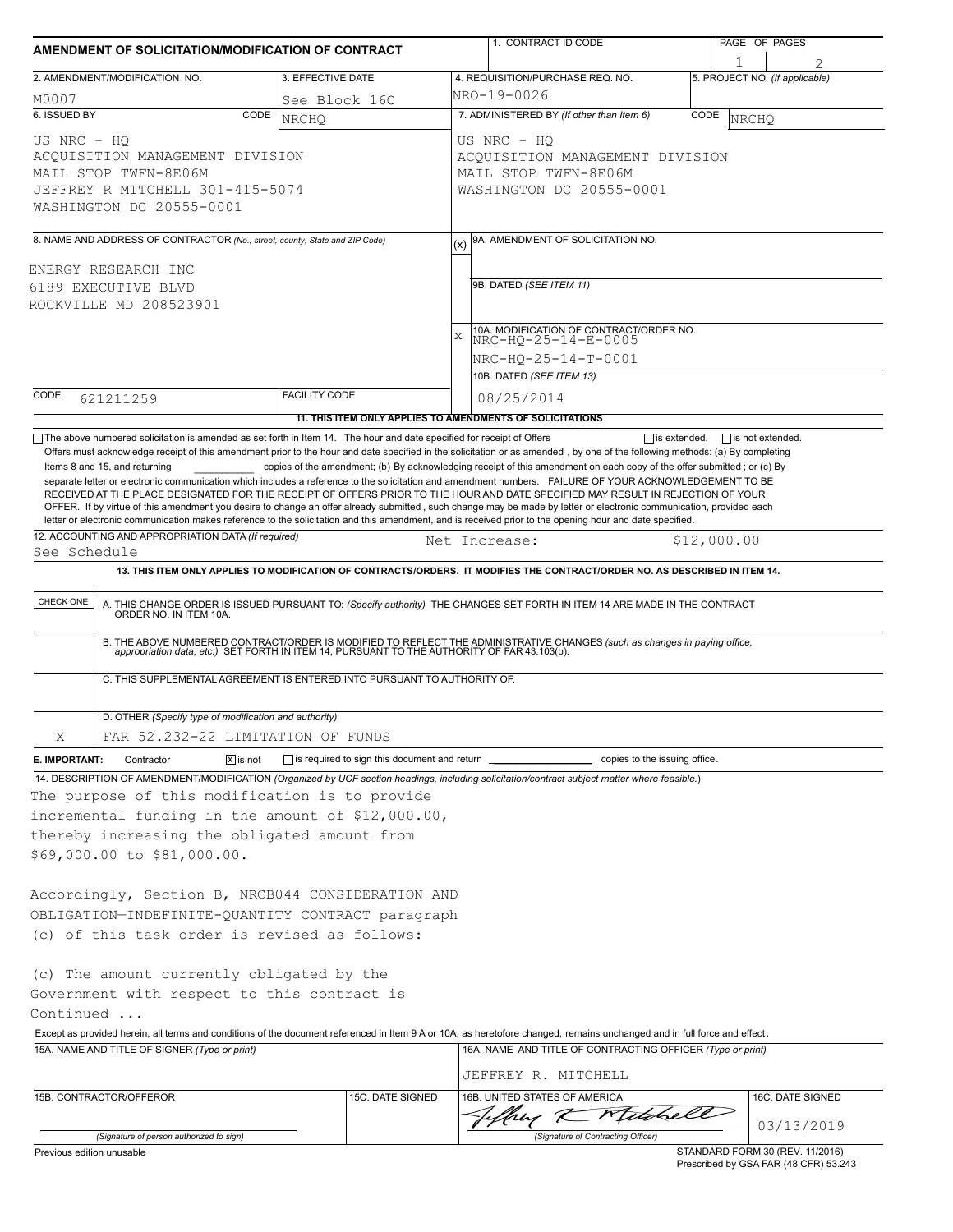# AMENDMENT OF SOLICITATION/MODIFICATION OF CONTRACT

| 1. CONTRACT ID CODE | PAGE OF PAGES |
|---|---|
| | 1 2 |

| 2. AMENDMENT/MODIFICATION NO. | 3. EFFECTIVE DATE | 4. REQUISITION/PURCHASE REQ. NO. | 5. PROJECT NO. (If applicable) |
|---|---|---|---|
| M0007 | See Block 16C | NRO-19-0026 | |

| 6. ISSUED BY CODE NRCHQ | 7. ADMINISTERED BY (If other than Item 6) CODE NRCHQ |
|---|---|
| US NRC - HQ<br>ACQUISITION MANAGEMENT DIVISION<br>MAIL STOP TWFN-8E06M<br>JEFFREY R MITCHELL 301-415-5074<br>WASHINGTON DC 20555-0001 | US NRC - HQ<br>ACQUISITION MANAGEMENT DIVISION<br>MAIL STOP TWFN-8E06M<br>WASHINGTON DC 20555-0001 |

**8. NAME AND ADDRESS OF CONTRACTOR** (No., street, county, State and ZIP Code)

ENERGY RESEARCH INC
6189 EXECUTIVE BLVD
ROCKVILLE MD 208523901

CODE 621211259 FACILITY CODE

| (x) | |
|---|---|
| | 9A. AMENDMENT OF SOLICITATION NO. |
| | 9B. DATED (SEE ITEM 11) |
| X | 10A. MODIFICATION OF CONTRACT/ORDER NO.<br>NRC-HQ-25-14-E-0005<br>NRC-HQ-25-14-T-0001 |
| | 10B. DATED (SEE ITEM 13)<br>08/25/2014 |

**11. THIS ITEM ONLY APPLIES TO AMENDMENTS OF SOLICITATIONS**

☐ The above numbered solicitation is amended as set forth in Item 14. The hour and date specified for receipt of Offers ☐ is extended, ☐ is not extended.

Offers must acknowledge receipt of this amendment prior to the hour and date specified in the solicitation or as amended , by one of the following methods: (a) By completing Items 8 and 15, and returning \_\_\_\_\_\_\_\_\_\_ copies of the amendment; (b) By acknowledging receipt of this amendment on each copy of the offer submitted ; or (c) By separate letter or electronic communication which includes a reference to the solicitation and amendment numbers. FAILURE OF YOUR ACKNOWLEDGEMENT TO BE RECEIVED AT THE PLACE DESIGNATED FOR THE RECEIPT OF OFFERS PRIOR TO THE HOUR AND DATE SPECIFIED MAY RESULT IN REJECTION OF YOUR OFFER. If by virtue of this amendment you desire to change an offer already submitted , such change may be made by letter or electronic communication, provided each letter or electronic communication makes reference to the solicitation and this amendment, and is received prior to the opening hour and date specified.

**12. ACCOUNTING AND APPROPRIATION DATA** (If required)
See Schedule — Net Increase: $12,000.00

**13. THIS ITEM ONLY APPLIES TO MODIFICATION OF CONTRACTS/ORDERS. IT MODIFIES THE CONTRACT/ORDER NO. AS DESCRIBED IN ITEM 14.**

| CHECK ONE | |
|---|---|
| | A. THIS CHANGE ORDER IS ISSUED PURSUANT TO: (Specify authority) THE CHANGES SET FORTH IN ITEM 14 ARE MADE IN THE CONTRACT ORDER NO. IN ITEM 10A. |
| | B. THE ABOVE NUMBERED CONTRACT/ORDER IS MODIFIED TO REFLECT THE ADMINISTRATIVE CHANGES (such as changes in paying office, appropriation data, etc.) SET FORTH IN ITEM 14, PURSUANT TO THE AUTHORITY OF FAR 43.103(b). |
| | C. THIS SUPPLEMENTAL AGREEMENT IS ENTERED INTO PURSUANT TO AUTHORITY OF: |
| X | D. OTHER (Specify type of modification and authority)<br>FAR 52.232-22 LIMITATION OF FUNDS |

**E. IMPORTANT:** Contractor ☒ is not ☐ is required to sign this document and return \_\_\_\_\_\_\_\_\_\_ copies to the issuing office.

**14. DESCRIPTION OF AMENDMENT/MODIFICATION** (Organized by UCF section headings, including solicitation/contract subject matter where feasible.)

The purpose of this modification is to provide incremental funding in the amount of $12,000.00, thereby increasing the obligated amount from $69,000.00 to $81,000.00.

Accordingly, Section B, NRCB044 CONSIDERATION AND OBLIGATION—INDEFINITE-QUANTITY CONTRACT paragraph (c) of this task order is revised as follows:

(c) The amount currently obligated by the Government with respect to this contract is

Continued ...

Except as provided herein, all terms and conditions of the document referenced in Item 9 A or 10A, as heretofore changed, remains unchanged and in full force and effect.

| 15A. NAME AND TITLE OF SIGNER (Type or print) | | 16A. NAME AND TITLE OF CONTRACTING OFFICER (Type or print) | |
|---|---|---|---|
| | | JEFFREY R. MITCHELL | |
| 15B. CONTRACTOR/OFFEROR | 15C. DATE SIGNED | 16B. UNITED STATES OF AMERICA | 16C. DATE SIGNED |
| (Signature of person authorized to sign) | | Jeffrey R Mitchell<br>(Signature of Contracting Officer) | 03/13/2019 |

Previous edition unusable

STANDARD FORM 30 (REV. 11/2016)
Prescribed by GSA FAR (48 CFR) 53.243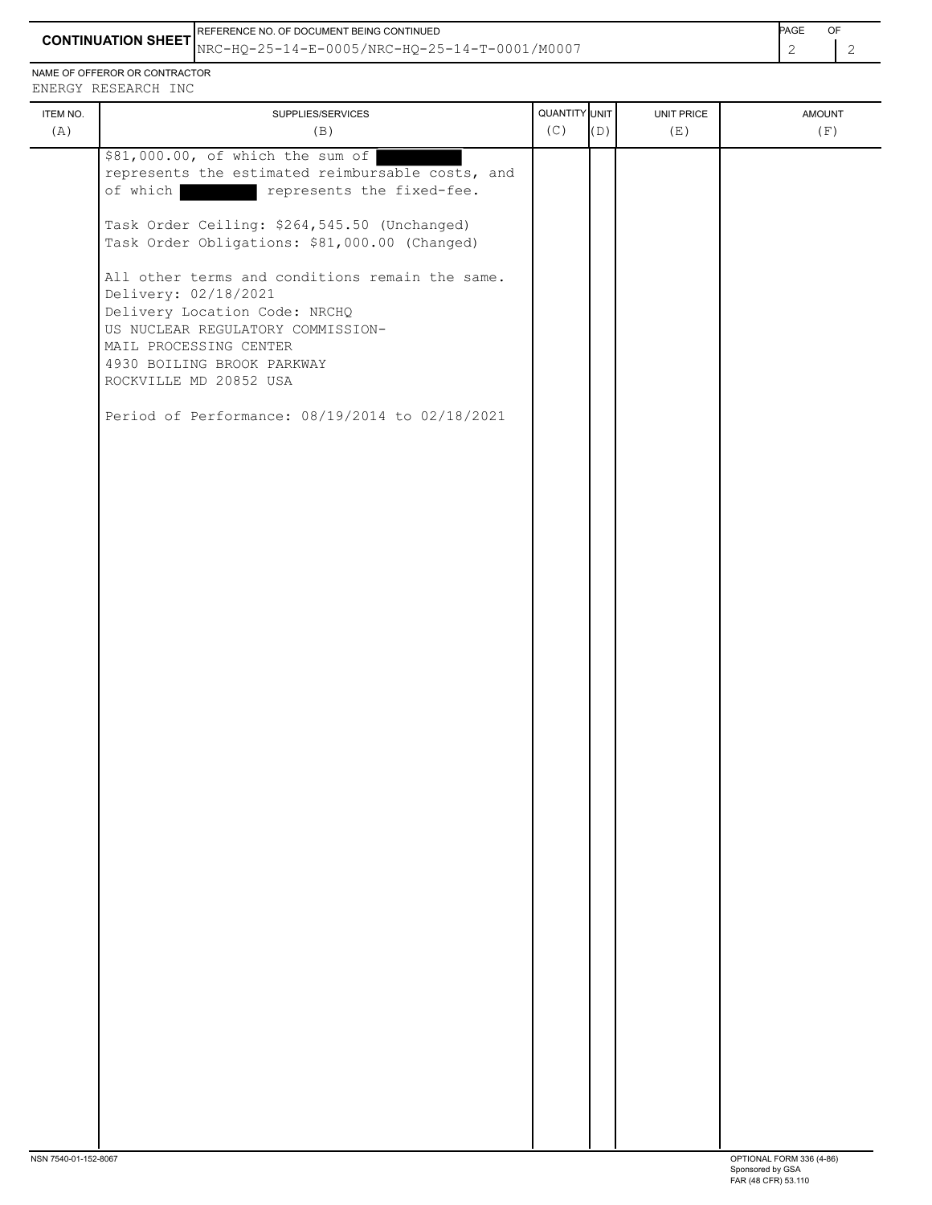**CONTINUATION SHEET**

REFERENCE NO. OF DOCUMENT BEING CONTINUED: NRC-HQ-25-14-E-0005/NRC-HQ-25-14-T-0001/M0007

NAME OF OFFEROR OR CONTRACTOR: ENERGY RESEARCH INC

| ITEM NO. (A) | SUPPLIES/SERVICES (B) | QUANTITY (C) | UNIT (D) | UNIT PRICE (E) | AMOUNT (F) |
|---|---|---|---|---|---|
| | $81,000.00, of which the sum of [REDACTED] represents the estimated reimbursable costs, and of which [REDACTED] represents the fixed-fee.<br><br>Task Order Ceiling: $264,545.50 (Unchanged)<br>Task Order Obligations: $81,000.00 (Changed)<br><br>All other terms and conditions remain the same.<br>Delivery: 02/18/2021<br>Delivery Location Code: NRCHQ<br>US NUCLEAR REGULATORY COMMISSION-<br>MAIL PROCESSING CENTER<br>4930 BOILING BROOK PARKWAY<br>ROCKVILLE MD 20852 USA<br><br>Period of Performance: 08/19/2014 to 02/18/2021 | | | | |

NSN 7540-01-152-8067

OPTIONAL FORM 336 (4-86)
Sponsored by GSA
FAR (48 CFR) 53.110